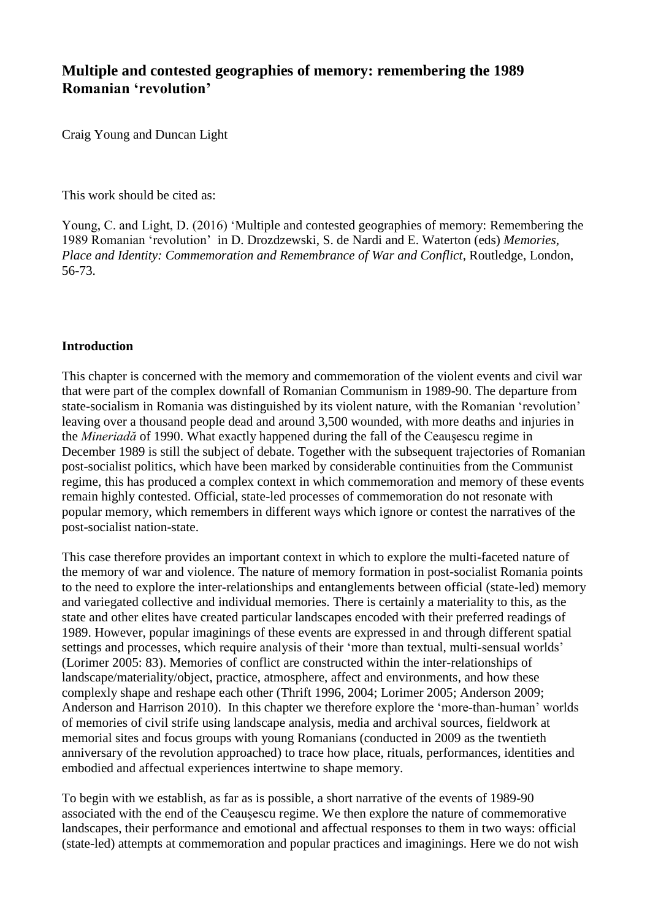# Multiple and contested geographies of memory: remembering the 1989 Romanian 'revolution'

Craig Young and Duncan Light

This work should be cited as:

Young, C. and Light, D. (2016) 'Multiple and contested geographies of memory: Remembering the 1989 Romanian 'revolution' in D. Drozdzewski, S. de Nardi and E. Waterton (eds) *Memories, Place and Identity: Commemoration and Remembrance of War and Conflict*, Routledge, London, 56-73.

## Introduction

This chapter is concerned with the memory and commemoration of the violent events and civil war that were part of the complex downfall of Romanian Communism in 1989-90. The departure from state-socialism in Romania was distinguished by its violent nature, with the Romanian 'revolution' leaving over a thousand people dead and around 3,500 wounded, with more deaths and injuries in the *Mineriadă* of 1990. What exactly happened during the fall of the Ceauşescu regime in December 1989 is still the subject of debate. Together with the subsequent trajectories of Romanian post-socialist politics, which have been marked by considerable continuities from the Communist regime, this has produced a complex context in which commemoration and memory of these events remain highly contested. Official, state-led processes of commemoration do not resonate with popular memory, which remembers in different ways which ignore or contest the narratives of the post-socialist nation-state.

This case therefore provides an important context in which to explore the multi-faceted nature of the memory of war and violence. The nature of memory formation in post-socialist Romania points to the need to explore the inter-relationships and entanglements between official (state-led) memory and variegated collective and individual memories. There is certainly a materiality to this, as the state and other elites have created particular landscapes encoded with their preferred readings of 1989. However, popular imaginings of these events are expressed in and through different spatial settings and processes, which require analysis of their 'more than textual, multi-sensual worlds' (Lorimer 2005: 83). Memories of conflict are constructed within the inter-relationships of landscape/materiality/object, practice, atmosphere, affect and environments, and how these complexly shape and reshape each other (Thrift 1996, 2004; Lorimer 2005; Anderson 2009; Anderson and Harrison 2010). In this chapter we therefore explore the 'more-than-human' worlds of memories of civil strife using landscape analysis, media and archival sources, fieldwork at memorial sites and focus groups with young Romanians (conducted in 2009 as the twentieth anniversary of the revolution approached) to trace how place, rituals, performances, identities and embodied and affectual experiences intertwine to shape memory.

To begin with we establish, as far as is possible, a short narrative of the events of 1989-90 associated with the end of the Ceauşescu regime. We then explore the nature of commemorative landscapes, their performance and emotional and affectual responses to them in two ways: official (state-led) attempts at commemoration and popular practices and imaginings. Here we do not wish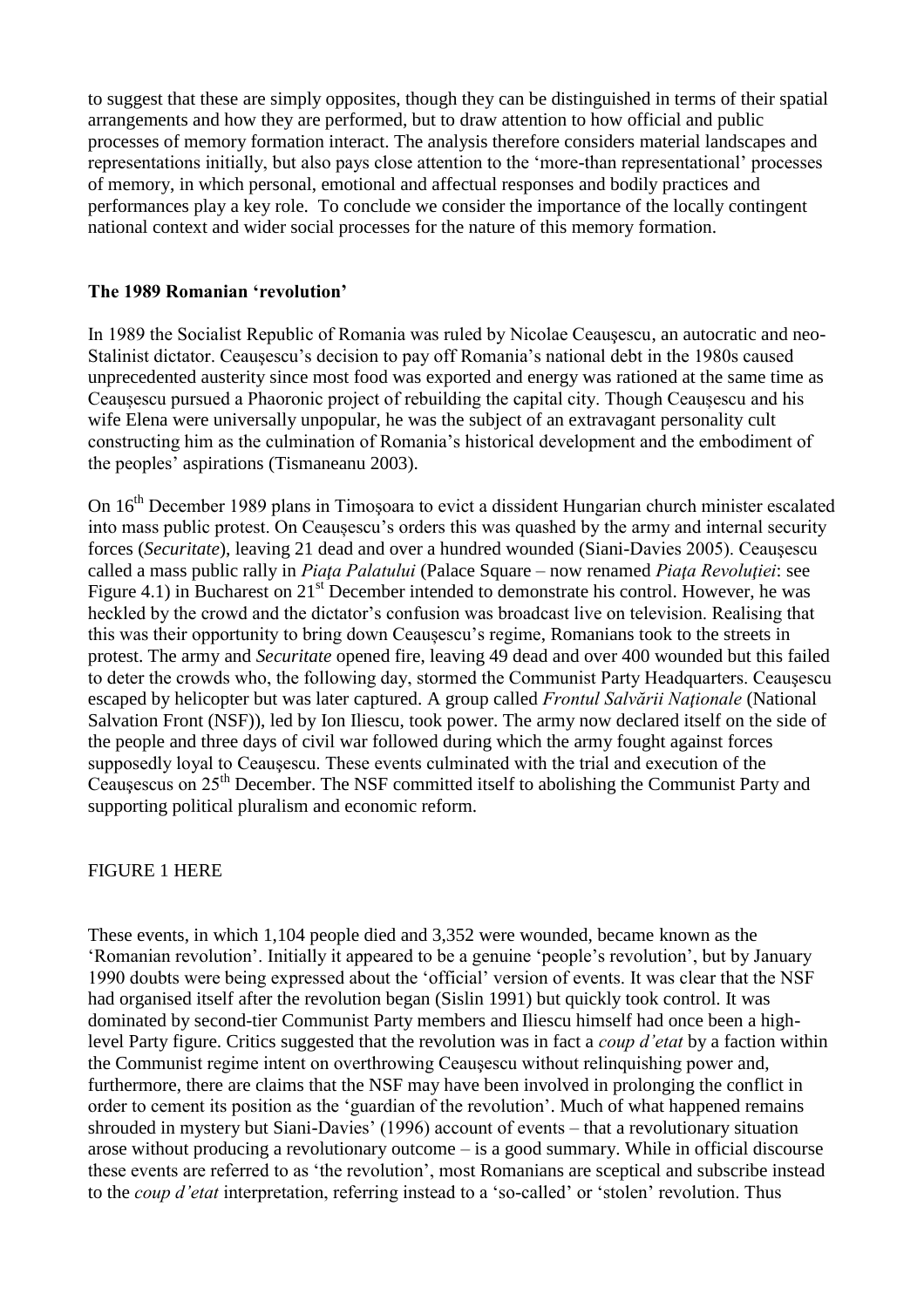to suggest that these are simply opposites, though they can be distinguished in terms of their spatial arrangements and how they are performed, but to draw attention to how official and public processes of memory formation interact. The analysis therefore considers material landscapes and representations initially, but also pays close attention to the 'more-than representational' processes of memory, in which personal, emotional and affectual responses and bodily practices and performances play a key role. To conclude we consider the importance of the locally contingent national context and wider social processes for the nature of this memory formation.

## The 1989 Romanian 'revolution'

In 1989 the Socialist Republic of Romania was ruled by Nicolae Ceauşescu, an autocratic and neo-Stalinist dictator. Ceauşescu's decision to pay off Romania's national debt in the 1980s caused unprecedented austerity since most food was exported and energy was rationed at the same time as Ceauşescu pursued a Phaoronic project of rebuilding the capital city. Though Ceauşescu and his wife Elena were universally unpopular, he was the subject of an extravagant personality cult constructing him as the culmination of Romania's historical development and the embodiment of the peoples' aspirations (Tismaneanu 2003).

On 16th December 1989 plans in Timoşoara to evict a dissident Hungarian church minister escalated into mass public protest. On Ceauşescu's orders this was quashed by the army and internal security forces (*Securitate*), leaving 21 dead and over a hundred wounded (Siani-Davies 2005). Ceauşescu called a mass public rally in *Piaţa Palatului* (Palace Square – now renamed *Piaţa Revoluţiei*: see Figure 4.1) in Bucharest on 21st December intended to demonstrate his control. However, he was heckled by the crowd and the dictator's confusion was broadcast live on television. Realising that this was their opportunity to bring down Ceauşescu's regime, Romanians took to the streets in protest. The army and *Securitate* opened fire, leaving 49 dead and over 400 wounded but this failed to deter the crowds who, the following day, stormed the Communist Party Headquarters. Ceauşescu escaped by helicopter but was later captured. A group called *Frontul Salvării Naţionale* (National Salvation Front (NSF)), led by Ion Iliescu, took power. The army now declared itself on the side of the people and three days of civil war followed during which the army fought against forces supposedly loyal to Ceauşescu. These events culminated with the trial and execution of the Ceauşescus on 25th December. The NSF committed itself to abolishing the Communist Party and supporting political pluralism and economic reform.

FIGURE 1 HERE

These events, in which 1,104 people died and 3,352 were wounded, became known as the 'Romanian revolution'. Initially it appeared to be a genuine 'people's revolution', but by January 1990 doubts were being expressed about the 'official' version of events. It was clear that the NSF had organised itself after the revolution began (Sislin 1991) but quickly took control. It was dominated by second-tier Communist Party members and Iliescu himself had once been a high-level Party figure. Critics suggested that the revolution was in fact a *coup d'etat* by a faction within the Communist regime intent on overthrowing Ceauşescu without relinquishing power and, furthermore, there are claims that the NSF may have been involved in prolonging the conflict in order to cement its position as the 'guardian of the revolution'. Much of what happened remains shrouded in mystery but Siani-Davies' (1996) account of events – that a revolutionary situation arose without producing a revolutionary outcome – is a good summary. While in official discourse these events are referred to as 'the revolution', most Romanians are sceptical and subscribe instead to the *coup d'etat* interpretation, referring instead to a 'so-called' or 'stolen' revolution. Thus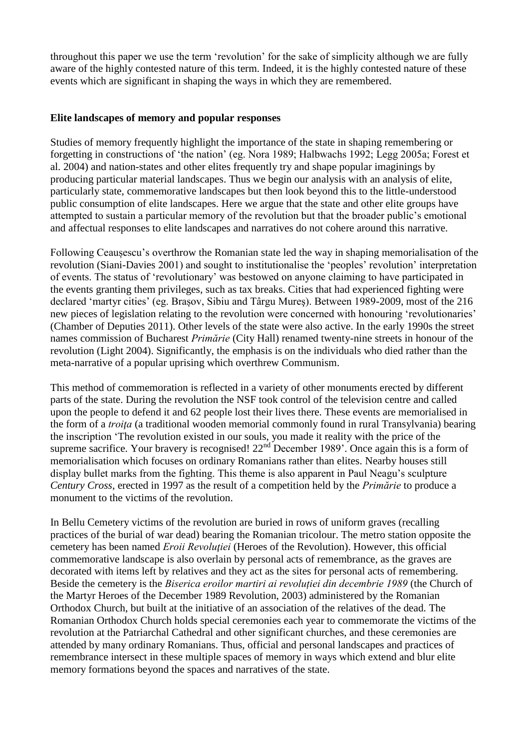throughout this paper we use the term 'revolution' for the sake of simplicity although we are fully aware of the highly contested nature of this term. Indeed, it is the highly contested nature of these events which are significant in shaping the ways in which they are remembered.

**Elite landscapes of memory and popular responses**

Studies of memory frequently highlight the importance of the state in shaping remembering or forgetting in constructions of 'the nation' (eg. Nora 1989; Halbwachs 1992; Legg 2005a; Forest et al. 2004) and nation-states and other elites frequently try and shape popular imaginings by producing particular material landscapes. Thus we begin our analysis with an analysis of elite, particularly state, commemorative landscapes but then look beyond this to the little-understood public consumption of elite landscapes. Here we argue that the state and other elite groups have attempted to sustain a particular memory of the revolution but that the broader public's emotional and affectual responses to elite landscapes and narratives do not cohere around this narrative.

Following Ceaușescu's overthrow the Romanian state led the way in shaping memorialisation of the revolution (Siani-Davies 2001) and sought to institutionalise the 'peoples' revolution' interpretation of events. The status of 'revolutionary' was bestowed on anyone claiming to have participated in the events granting them privileges, such as tax breaks. Cities that had experienced fighting were declared 'martyr cities' (eg. Brașov, Sibiu and Târgu Mureş). Between 1989-2009, most of the 216 new pieces of legislation relating to the revolution were concerned with honouring 'revolutionaries' (Chamber of Deputies 2011). Other levels of the state were also active. In the early 1990s the street names commission of Bucharest *Primărie* (City Hall) renamed twenty-nine streets in honour of the revolution (Light 2004). Significantly, the emphasis is on the individuals who died rather than the meta-narrative of a popular uprising which overthrew Communism.

This method of commemoration is reflected in a variety of other monuments erected by different parts of the state. During the revolution the NSF took control of the television centre and called upon the people to defend it and 62 people lost their lives there. These events are memorialised in the form of a *troița* (a traditional wooden memorial commonly found in rural Transylvania) bearing the inscription 'The revolution existed in our souls, you made it reality with the price of the supreme sacrifice. Your bravery is recognised! 22nd December 1989'. Once again this is a form of memorialisation which focuses on ordinary Romanians rather than elites. Nearby houses still display bullet marks from the fighting. This theme is also apparent in Paul Neagu's sculpture *Century Cross*, erected in 1997 as the result of a competition held by the *Primărie* to produce a monument to the victims of the revolution.

In Bellu Cemetery victims of the revolution are buried in rows of uniform graves (recalling practices of the burial of war dead) bearing the Romanian tricolour. The metro station opposite the cemetery has been named *Eroii Revoluției* (Heroes of the Revolution). However, this official commemorative landscape is also overlain by personal acts of remembrance, as the graves are decorated with items left by relatives and they act as the sites for personal acts of remembering. Beside the cemetery is the *Biserica eroilor martiri ai revoluției din decembrie 1989* (the Church of the Martyr Heroes of the December 1989 Revolution, 2003) administered by the Romanian Orthodox Church, but built at the initiative of an association of the relatives of the dead. The Romanian Orthodox Church holds special ceremonies each year to commemorate the victims of the revolution at the Patriarchal Cathedral and other significant churches, and these ceremonies are attended by many ordinary Romanians. Thus, official and personal landscapes and practices of remembrance intersect in these multiple spaces of memory in ways which extend and blur elite memory formations beyond the spaces and narratives of the state.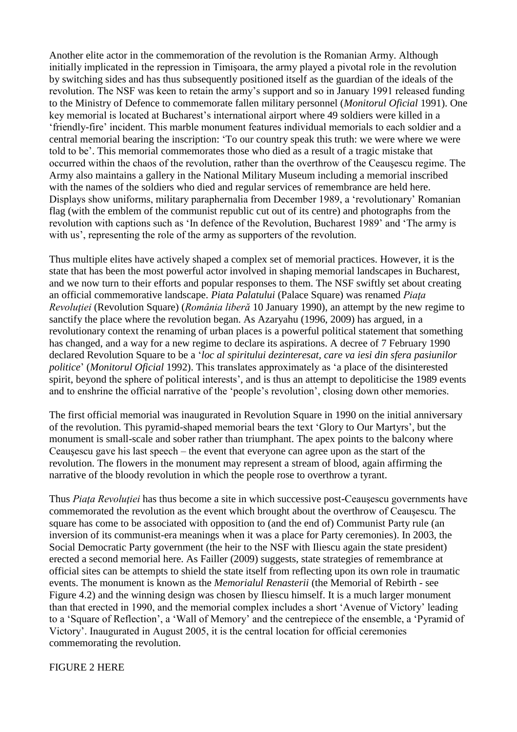Another elite actor in the commemoration of the revolution is the Romanian Army. Although initially implicated in the repression in Timișoara, the army played a pivotal role in the revolution by switching sides and has thus subsequently positioned itself as the guardian of the ideals of the revolution. The NSF was keen to retain the army's support and so in January 1991 released funding to the Ministry of Defence to commemorate fallen military personnel (*Monitorul Oficial* 1991). One key memorial is located at Bucharest's international airport where 49 soldiers were killed in a 'friendly-fire' incident. This marble monument features individual memorials to each soldier and a central memorial bearing the inscription: 'To our country speak this truth: we were where we were told to be'. This memorial commemorates those who died as a result of a tragic mistake that occurred within the chaos of the revolution, rather than the overthrow of the Ceauşescu regime. The Army also maintains a gallery in the National Military Museum including a memorial inscribed with the names of the soldiers who died and regular services of remembrance are held here. Displays show uniforms, military paraphernalia from December 1989, a 'revolutionary' Romanian flag (with the emblem of the communist republic cut out of its centre) and photographs from the revolution with captions such as 'In defence of the Revolution, Bucharest 1989' and 'The army is with us', representing the role of the army as supporters of the revolution.

Thus multiple elites have actively shaped a complex set of memorial practices. However, it is the state that has been the most powerful actor involved in shaping memorial landscapes in Bucharest, and we now turn to their efforts and popular responses to them. The NSF swiftly set about creating an official commemorative landscape. *Piata Palatului* (Palace Square) was renamed *Piaţa Revoluţiei* (Revolution Square) (*România liberă* 10 January 1990), an attempt by the new regime to sanctify the place where the revolution began. As Azaryahu (1996, 2009) has argued, in a revolutionary context the renaming of urban places is a powerful political statement that something has changed, and a way for a new regime to declare its aspirations. A decree of 7 February 1990 declared Revolution Square to be a '*loc al spiritului dezinteresat, care va iesi din sfera pasiunilor politice*' (*Monitorul Oficial* 1992). This translates approximately as 'a place of the disinterested spirit, beyond the sphere of political interests', and is thus an attempt to depoliticise the 1989 events and to enshrine the official narrative of the 'people's revolution', closing down other memories.

The first official memorial was inaugurated in Revolution Square in 1990 on the initial anniversary of the revolution. This pyramid-shaped memorial bears the text 'Glory to Our Martyrs', but the monument is small-scale and sober rather than triumphant. The apex points to the balcony where Ceauşescu gave his last speech – the event that everyone can agree upon as the start of the revolution. The flowers in the monument may represent a stream of blood, again affirming the narrative of the bloody revolution in which the people rose to overthrow a tyrant.

Thus *Piaţa Revoluţiei* has thus become a site in which successive post-Ceauşescu governments have commemorated the revolution as the event which brought about the overthrow of Ceauşescu. The square has come to be associated with opposition to (and the end of) Communist Party rule (an inversion of its communist-era meanings when it was a place for Party ceremonies). In 2003, the Social Democratic Party government (the heir to the NSF with Iliescu again the state president) erected a second memorial here. As Failler (2009) suggests, state strategies of remembrance at official sites can be attempts to shield the state itself from reflecting upon its own role in traumatic events. The monument is known as the *Memorialul Renasterii* (the Memorial of Rebirth - see Figure 4.2) and the winning design was chosen by Iliescu himself. It is a much larger monument than that erected in 1990, and the memorial complex includes a short 'Avenue of Victory' leading to a 'Square of Reflection', a 'Wall of Memory' and the centrepiece of the ensemble, a 'Pyramid of Victory'. Inaugurated in August 2005, it is the central location for official ceremonies commemorating the revolution.

FIGURE 2 HERE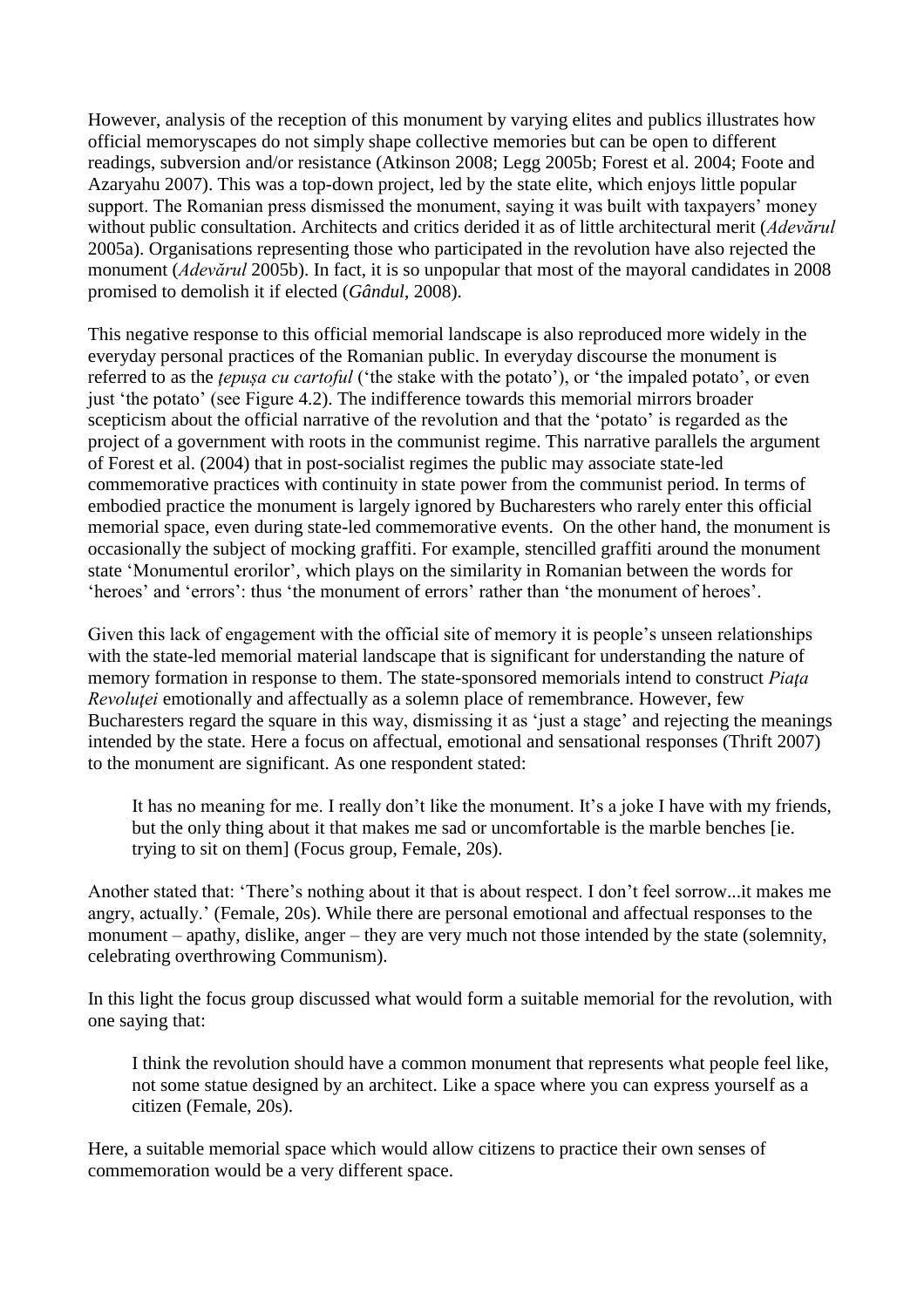However, analysis of the reception of this monument by varying elites and publics illustrates how official memoryscapes do not simply shape collective memories but can be open to different readings, subversion and/or resistance (Atkinson 2008; Legg 2005b; Forest et al. 2004; Foote and Azaryahu 2007). This was a top-down project, led by the state elite, which enjoys little popular support. The Romanian press dismissed the monument, saying it was built with taxpayers' money without public consultation. Architects and critics derided it as of little architectural merit (*Adevărul* 2005a). Organisations representing those who participated in the revolution have also rejected the monument (*Adevărul* 2005b). In fact, it is so unpopular that most of the mayoral candidates in 2008 promised to demolish it if elected (*Gândul*, 2008).

This negative response to this official memorial landscape is also reproduced more widely in the everyday personal practices of the Romanian public. In everyday discourse the monument is referred to as the *țepușa cu cartoful* ('the stake with the potato'), or 'the impaled potato', or even just 'the potato' (see Figure 4.2). The indifference towards this memorial mirrors broader scepticism about the official narrative of the revolution and that the 'potato' is regarded as the project of a government with roots in the communist regime. This narrative parallels the argument of Forest et al. (2004) that in post-socialist regimes the public may associate state-led commemorative practices with continuity in state power from the communist period. In terms of embodied practice the monument is largely ignored by Bucharesters who rarely enter this official memorial space, even during state-led commemorative events. On the other hand, the monument is occasionally the subject of mocking graffiti. For example, stencilled graffiti around the monument state 'Monumentul erorilor', which plays on the similarity in Romanian between the words for 'heroes' and 'errors': thus 'the monument of errors' rather than 'the monument of heroes'.

Given this lack of engagement with the official site of memory it is people's unseen relationships with the state-led memorial material landscape that is significant for understanding the nature of memory formation in response to them. The state-sponsored memorials intend to construct *Piața Revoluției* emotionally and affectually as a solemn place of remembrance. However, few Bucharesters regard the square in this way, dismissing it as 'just a stage' and rejecting the meanings intended by the state. Here a focus on affectual, emotional and sensational responses (Thrift 2007) to the monument are significant. As one respondent stated:

> It has no meaning for me. I really don't like the monument. It's a joke I have with my friends, but the only thing about it that makes me sad or uncomfortable is the marble benches [ie. trying to sit on them] (Focus group, Female, 20s).

Another stated that: 'There's nothing about it that is about respect. I don't feel sorrow...it makes me angry, actually.' (Female, 20s). While there are personal emotional and affectual responses to the monument – apathy, dislike, anger – they are very much not those intended by the state (solemnity, celebrating overthrowing Communism).

In this light the focus group discussed what would form a suitable memorial for the revolution, with one saying that:

> I think the revolution should have a common monument that represents what people feel like, not some statue designed by an architect. Like a space where you can express yourself as a citizen (Female, 20s).

Here, a suitable memorial space which would allow citizens to practice their own senses of commemoration would be a very different space.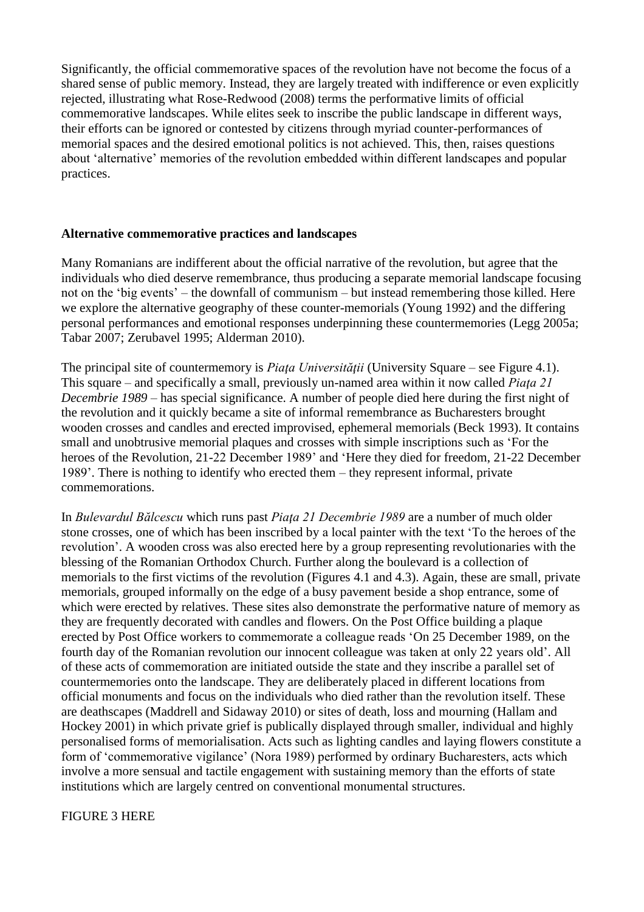Significantly, the official commemorative spaces of the revolution have not become the focus of a shared sense of public memory. Instead, they are largely treated with indifference or even explicitly rejected, illustrating what Rose-Redwood (2008) terms the performative limits of official commemorative landscapes. While elites seek to inscribe the public landscape in different ways, their efforts can be ignored or contested by citizens through myriad counter-performances of memorial spaces and the desired emotional politics is not achieved. This, then, raises questions about 'alternative' memories of the revolution embedded within different landscapes and popular practices.

**Alternative commemorative practices and landscapes**

Many Romanians are indifferent about the official narrative of the revolution, but agree that the individuals who died deserve remembrance, thus producing a separate memorial landscape focusing not on the 'big events' – the downfall of communism – but instead remembering those killed. Here we explore the alternative geography of these counter-memorials (Young 1992) and the differing personal performances and emotional responses underpinning these countermemories (Legg 2005a; Tabar 2007; Zerubavel 1995; Alderman 2010).

The principal site of countermemory is *Piaţa Universităţii* (University Square – see Figure 4.1). This square – and specifically a small, previously un-named area within it now called *Piaţa 21 Decembrie 1989* – has special significance. A number of people died here during the first night of the revolution and it quickly became a site of informal remembrance as Bucharesters brought wooden crosses and candles and erected improvised, ephemeral memorials (Beck 1993). It contains small and unobtrusive memorial plaques and crosses with simple inscriptions such as 'For the heroes of the Revolution, 21-22 December 1989' and 'Here they died for freedom, 21-22 December 1989'. There is nothing to identify who erected them – they represent informal, private commemorations.

In *Bulevardul Bălcescu* which runs past *Piaţa 21 Decembrie 1989* are a number of much older stone crosses, one of which has been inscribed by a local painter with the text 'To the heroes of the revolution'. A wooden cross was also erected here by a group representing revolutionaries with the blessing of the Romanian Orthodox Church. Further along the boulevard is a collection of memorials to the first victims of the revolution (Figures 4.1 and 4.3). Again, these are small, private memorials, grouped informally on the edge of a busy pavement beside a shop entrance, some of which were erected by relatives. These sites also demonstrate the performative nature of memory as they are frequently decorated with candles and flowers. On the Post Office building a plaque erected by Post Office workers to commemorate a colleague reads 'On 25 December 1989, on the fourth day of the Romanian revolution our innocent colleague was taken at only 22 years old'. All of these acts of commemoration are initiated outside the state and they inscribe a parallel set of countermemories onto the landscape. They are deliberately placed in different locations from official monuments and focus on the individuals who died rather than the revolution itself. These are deathscapes (Maddrell and Sidaway 2010) or sites of death, loss and mourning (Hallam and Hockey 2001) in which private grief is publically displayed through smaller, individual and highly personalised forms of memorialisation. Acts such as lighting candles and laying flowers constitute a form of 'commemorative vigilance' (Nora 1989) performed by ordinary Bucharesters, acts which involve a more sensual and tactile engagement with sustaining memory than the efforts of state institutions which are largely centred on conventional monumental structures.

FIGURE 3 HERE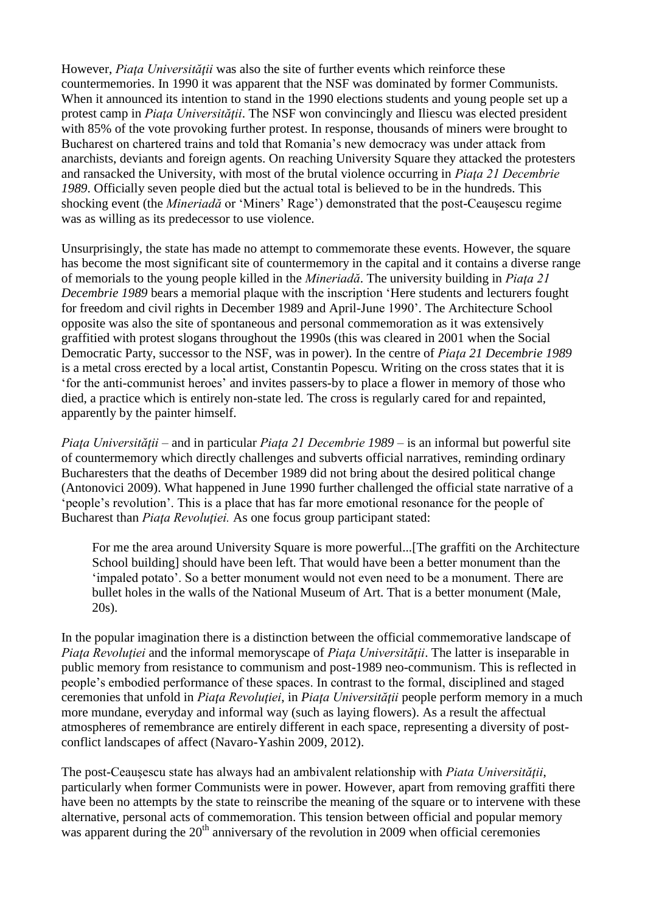However, *Piaţa Universităţii* was also the site of further events which reinforce these countermemories. In 1990 it was apparent that the NSF was dominated by former Communists. When it announced its intention to stand in the 1990 elections students and young people set up a protest camp in *Piaţa Universităţii*. The NSF won convincingly and Iliescu was elected president with 85% of the vote provoking further protest. In response, thousands of miners were brought to Bucharest on chartered trains and told that Romania's new democracy was under attack from anarchists, deviants and foreign agents. On reaching University Square they attacked the protesters and ransacked the University, with most of the brutal violence occurring in *Piaţa 21 Decembrie 1989*. Officially seven people died but the actual total is believed to be in the hundreds. This shocking event (the *Mineriadă* or 'Miners' Rage') demonstrated that the post-Ceauşescu regime was as willing as its predecessor to use violence.

Unsurprisingly, the state has made no attempt to commemorate these events. However, the square has become the most significant site of countermemory in the capital and it contains a diverse range of memorials to the young people killed in the *Mineriadă*. The university building in *Piaţa 21 Decembrie 1989* bears a memorial plaque with the inscription 'Here students and lecturers fought for freedom and civil rights in December 1989 and April-June 1990'. The Architecture School opposite was also the site of spontaneous and personal commemoration as it was extensively graffitied with protest slogans throughout the 1990s (this was cleared in 2001 when the Social Democratic Party, successor to the NSF, was in power). In the centre of *Piaţa 21 Decembrie 1989* is a metal cross erected by a local artist, Constantin Popescu. Writing on the cross states that it is 'for the anti-communist heroes' and invites passers-by to place a flower in memory of those who died, a practice which is entirely non-state led. The cross is regularly cared for and repainted, apparently by the painter himself.

*Piaţa Universităţii* – and in particular *Piaţa 21 Decembrie 1989* – is an informal but powerful site of countermemory which directly challenges and subverts official narratives, reminding ordinary Bucharesters that the deaths of December 1989 did not bring about the desired political change (Antonovici 2009). What happened in June 1990 further challenged the official state narrative of a 'people's revolution'. This is a place that has far more emotional resonance for the people of Bucharest than *Piaţa Revoluţiei.* As one focus group participant stated:

> For me the area around University Square is more powerful...[The graffiti on the Architecture School building] should have been left. That would have been a better monument than the 'impaled potato'. So a better monument would not even need to be a monument. There are bullet holes in the walls of the National Museum of Art. That is a better monument (Male, 20s).

In the popular imagination there is a distinction between the official commemorative landscape of *Piaţa Revoluţiei* and the informal memoryscape of *Piaţa Universităţii*. The latter is inseparable in public memory from resistance to communism and post-1989 neo-communism. This is reflected in people's embodied performance of these spaces. In contrast to the formal, disciplined and staged ceremonies that unfold in *Piaţa Revoluţiei*, in *Piaţa Universităţii* people perform memory in a much more mundane, everyday and informal way (such as laying flowers). As a result the affectual atmospheres of remembrance are entirely different in each space, representing a diversity of post-conflict landscapes of affect (Navaro-Yashin 2009, 2012).

The post-Ceauşescu state has always had an ambivalent relationship with *Piata Universităţii*, particularly when former Communists were in power. However, apart from removing graffiti there have been no attempts by the state to reinscribe the meaning of the square or to intervene with these alternative, personal acts of commemoration. This tension between official and popular memory was apparent during the 20th anniversary of the revolution in 2009 when official ceremonies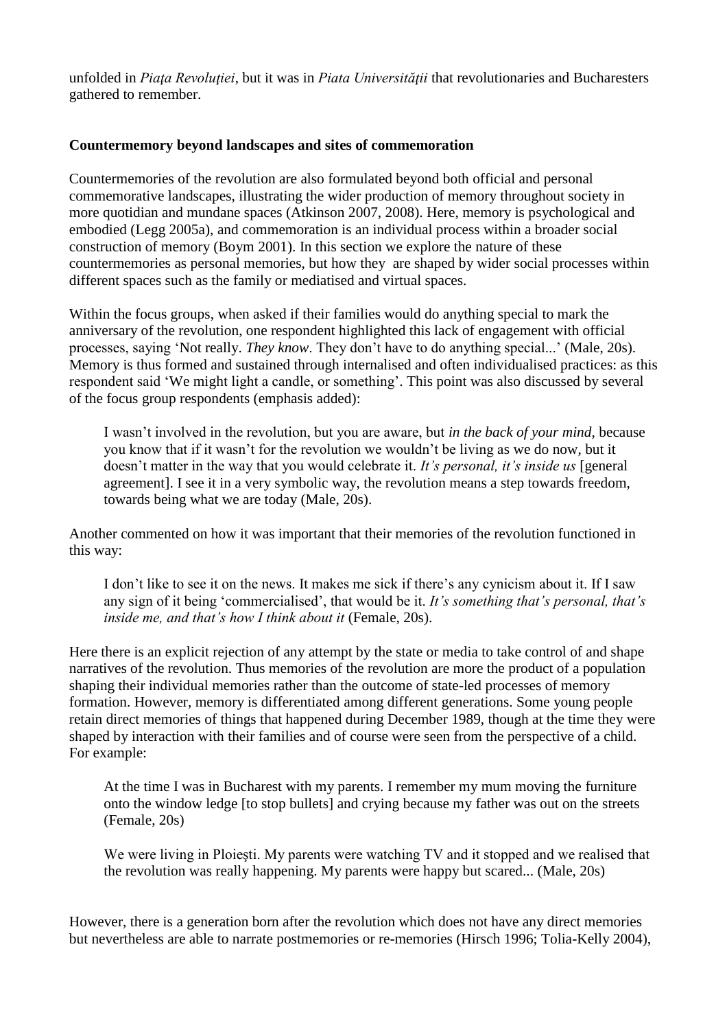unfolded in *Piaţa Revoluţiei*, but it was in *Piata Universităţii* that revolutionaries and Bucharesters gathered to remember.

**Countermemory beyond landscapes and sites of commemoration**

Countermemories of the revolution are also formulated beyond both official and personal commemorative landscapes, illustrating the wider production of memory throughout society in more quotidian and mundane spaces (Atkinson 2007, 2008). Here, memory is psychological and embodied (Legg 2005a), and commemoration is an individual process within a broader social construction of memory (Boym 2001). In this section we explore the nature of these countermemories as personal memories, but how they are shaped by wider social processes within different spaces such as the family or mediatised and virtual spaces.

Within the focus groups, when asked if their families would do anything special to mark the anniversary of the revolution, one respondent highlighted this lack of engagement with official processes, saying 'Not really. *They know*. They don't have to do anything special...' (Male, 20s). Memory is thus formed and sustained through internalised and often individualised practices: as this respondent said 'We might light a candle, or something'. This point was also discussed by several of the focus group respondents (emphasis added):

> I wasn't involved in the revolution, but you are aware, but *in the back of your mind*, because you know that if it wasn't for the revolution we wouldn't be living as we do now, but it doesn't matter in the way that you would celebrate it. *It's personal, it's inside us* [general agreement]. I see it in a very symbolic way, the revolution means a step towards freedom, towards being what we are today (Male, 20s).

Another commented on how it was important that their memories of the revolution functioned in this way:

> I don't like to see it on the news. It makes me sick if there's any cynicism about it. If I saw any sign of it being 'commercialised', that would be it. *It's something that's personal, that's inside me, and that's how I think about it* (Female, 20s).

Here there is an explicit rejection of any attempt by the state or media to take control of and shape narratives of the revolution. Thus memories of the revolution are more the product of a population shaping their individual memories rather than the outcome of state-led processes of memory formation. However, memory is differentiated among different generations. Some young people retain direct memories of things that happened during December 1989, though at the time they were shaped by interaction with their families and of course were seen from the perspective of a child. For example:

> At the time I was in Bucharest with my parents. I remember my mum moving the furniture onto the window ledge [to stop bullets] and crying because my father was out on the streets (Female, 20s)

> We were living in Ploieşti. My parents were watching TV and it stopped and we realised that the revolution was really happening. My parents were happy but scared... (Male, 20s)

However, there is a generation born after the revolution which does not have any direct memories but nevertheless are able to narrate postmemories or re-memories (Hirsch 1996; Tolia-Kelly 2004),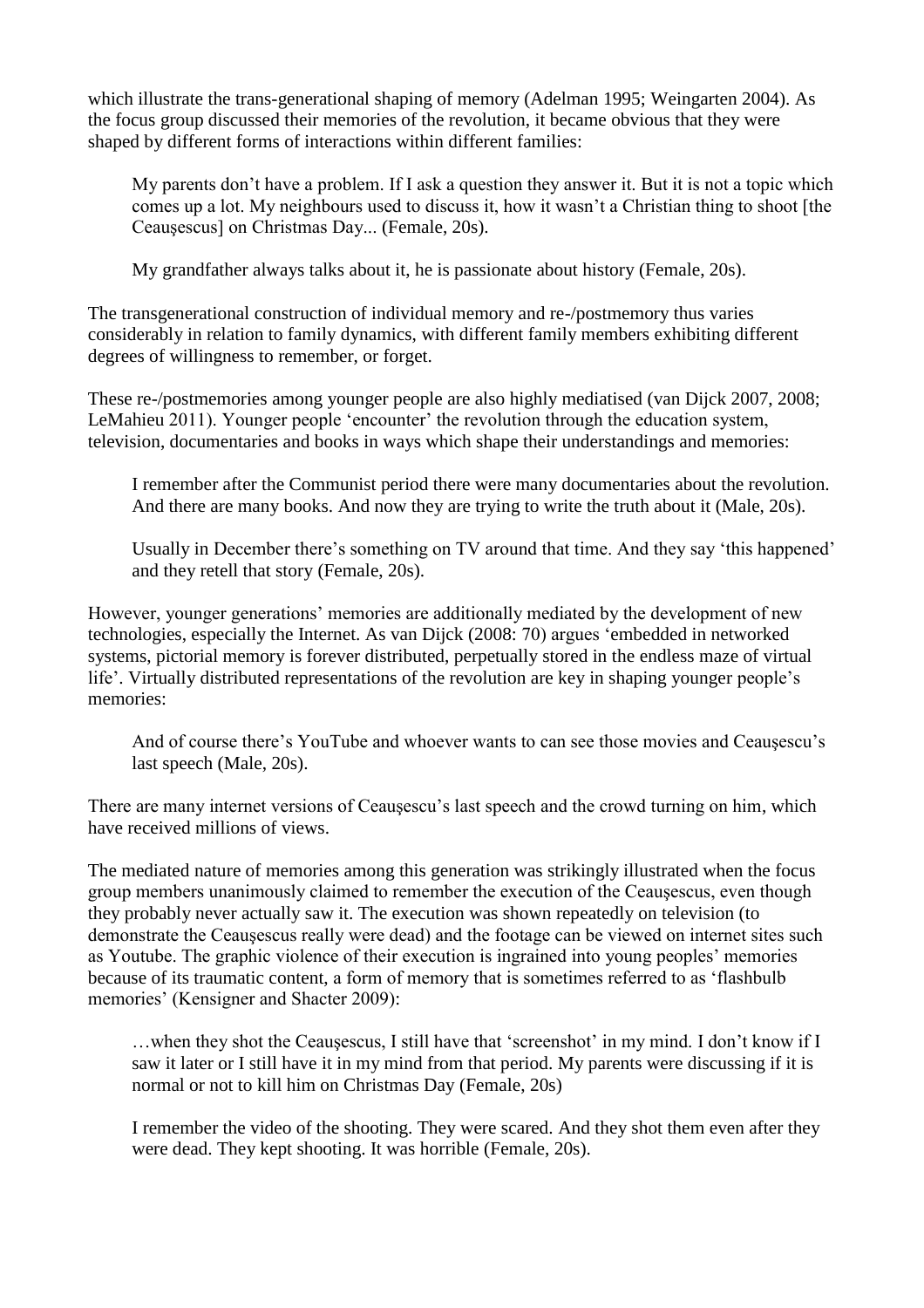which illustrate the trans-generational shaping of memory (Adelman 1995; Weingarten 2004). As the focus group discussed their memories of the revolution, it became obvious that they were shaped by different forms of interactions within different families:

> My parents don't have a problem. If I ask a question they answer it. But it is not a topic which comes up a lot. My neighbours used to discuss it, how it wasn't a Christian thing to shoot [the Ceauşescus] on Christmas Day... (Female, 20s).

> My grandfather always talks about it, he is passionate about history (Female, 20s).

The transgenerational construction of individual memory and re-/postmemory thus varies considerably in relation to family dynamics, with different family members exhibiting different degrees of willingness to remember, or forget.

These re-/postmemories among younger people are also highly mediatised (van Dijck 2007, 2008; LeMahieu 2011). Younger people 'encounter' the revolution through the education system, television, documentaries and books in ways which shape their understandings and memories:

> I remember after the Communist period there were many documentaries about the revolution. And there are many books. And now they are trying to write the truth about it (Male, 20s).

> Usually in December there's something on TV around that time. And they say 'this happened' and they retell that story (Female, 20s).

However, younger generations' memories are additionally mediated by the development of new technologies, especially the Internet. As van Dijck (2008: 70) argues 'embedded in networked systems, pictorial memory is forever distributed, perpetually stored in the endless maze of virtual life'. Virtually distributed representations of the revolution are key in shaping younger people's memories:

> And of course there's YouTube and whoever wants to can see those movies and Ceauşescu's last speech (Male, 20s).

There are many internet versions of Ceauşescu's last speech and the crowd turning on him, which have received millions of views.

The mediated nature of memories among this generation was strikingly illustrated when the focus group members unanimously claimed to remember the execution of the Ceauşescus, even though they probably never actually saw it. The execution was shown repeatedly on television (to demonstrate the Ceauşescus really were dead) and the footage can be viewed on internet sites such as Youtube. The graphic violence of their execution is ingrained into young peoples' memories because of its traumatic content, a form of memory that is sometimes referred to as 'flashbulb memories' (Kensigner and Shacter 2009):

> …when they shot the Ceauşescus, I still have that 'screenshot' in my mind. I don't know if I saw it later or I still have it in my mind from that period. My parents were discussing if it is normal or not to kill him on Christmas Day (Female, 20s)

> I remember the video of the shooting. They were scared. And they shot them even after they were dead. They kept shooting. It was horrible (Female, 20s).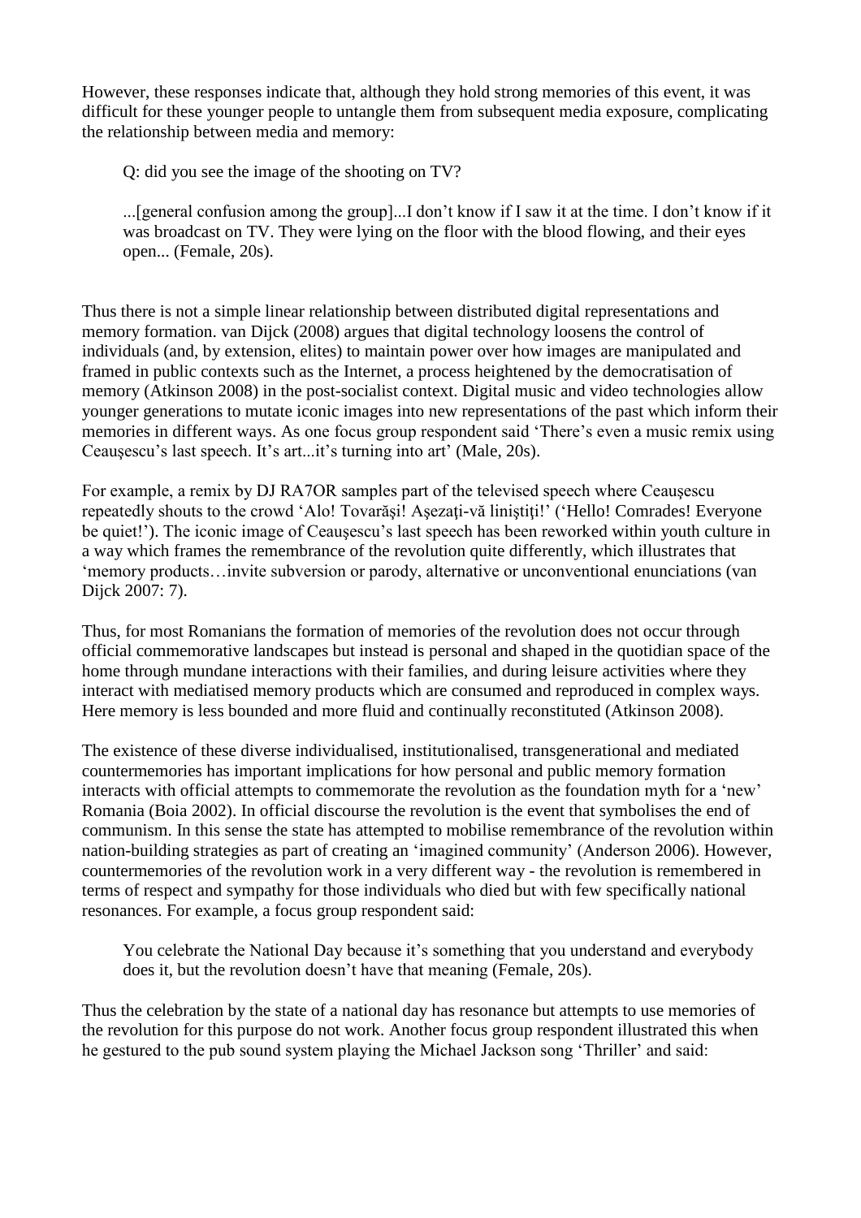However, these responses indicate that, although they hold strong memories of this event, it was difficult for these younger people to untangle them from subsequent media exposure, complicating the relationship between media and memory:

> Q: did you see the image of the shooting on TV?
>
> ...[general confusion among the group]...I don't know if I saw it at the time. I don't know if it was broadcast on TV. They were lying on the floor with the blood flowing, and their eyes open... (Female, 20s).

Thus there is not a simple linear relationship between distributed digital representations and memory formation. van Dijck (2008) argues that digital technology loosens the control of individuals (and, by extension, elites) to maintain power over how images are manipulated and framed in public contexts such as the Internet, a process heightened by the democratisation of memory (Atkinson 2008) in the post-socialist context. Digital music and video technologies allow younger generations to mutate iconic images into new representations of the past which inform their memories in different ways. As one focus group respondent said 'There's even a music remix using Ceauşescu's last speech. It's art...it's turning into art' (Male, 20s).

For example, a remix by DJ RA7OR samples part of the televised speech where Ceauşescu repeatedly shouts to the crowd 'Alo! Tovarăşi! Aşezaţi-vă liniştiţi!' ('Hello! Comrades! Everyone be quiet!'). The iconic image of Ceauşescu's last speech has been reworked within youth culture in a way which frames the remembrance of the revolution quite differently, which illustrates that 'memory products…invite subversion or parody, alternative or unconventional enunciations (van Dijck 2007: 7).

Thus, for most Romanians the formation of memories of the revolution does not occur through official commemorative landscapes but instead is personal and shaped in the quotidian space of the home through mundane interactions with their families, and during leisure activities where they interact with mediatised memory products which are consumed and reproduced in complex ways. Here memory is less bounded and more fluid and continually reconstituted (Atkinson 2008).

The existence of these diverse individualised, institutionalised, transgenerational and mediated countermemories has important implications for how personal and public memory formation interacts with official attempts to commemorate the revolution as the foundation myth for a 'new' Romania (Boia 2002). In official discourse the revolution is the event that symbolises the end of communism. In this sense the state has attempted to mobilise remembrance of the revolution within nation-building strategies as part of creating an 'imagined community' (Anderson 2006). However, countermemories of the revolution work in a very different way - the revolution is remembered in terms of respect and sympathy for those individuals who died but with few specifically national resonances. For example, a focus group respondent said:

> You celebrate the National Day because it's something that you understand and everybody does it, but the revolution doesn't have that meaning (Female, 20s).

Thus the celebration by the state of a national day has resonance but attempts to use memories of the revolution for this purpose do not work. Another focus group respondent illustrated this when he gestured to the pub sound system playing the Michael Jackson song 'Thriller' and said: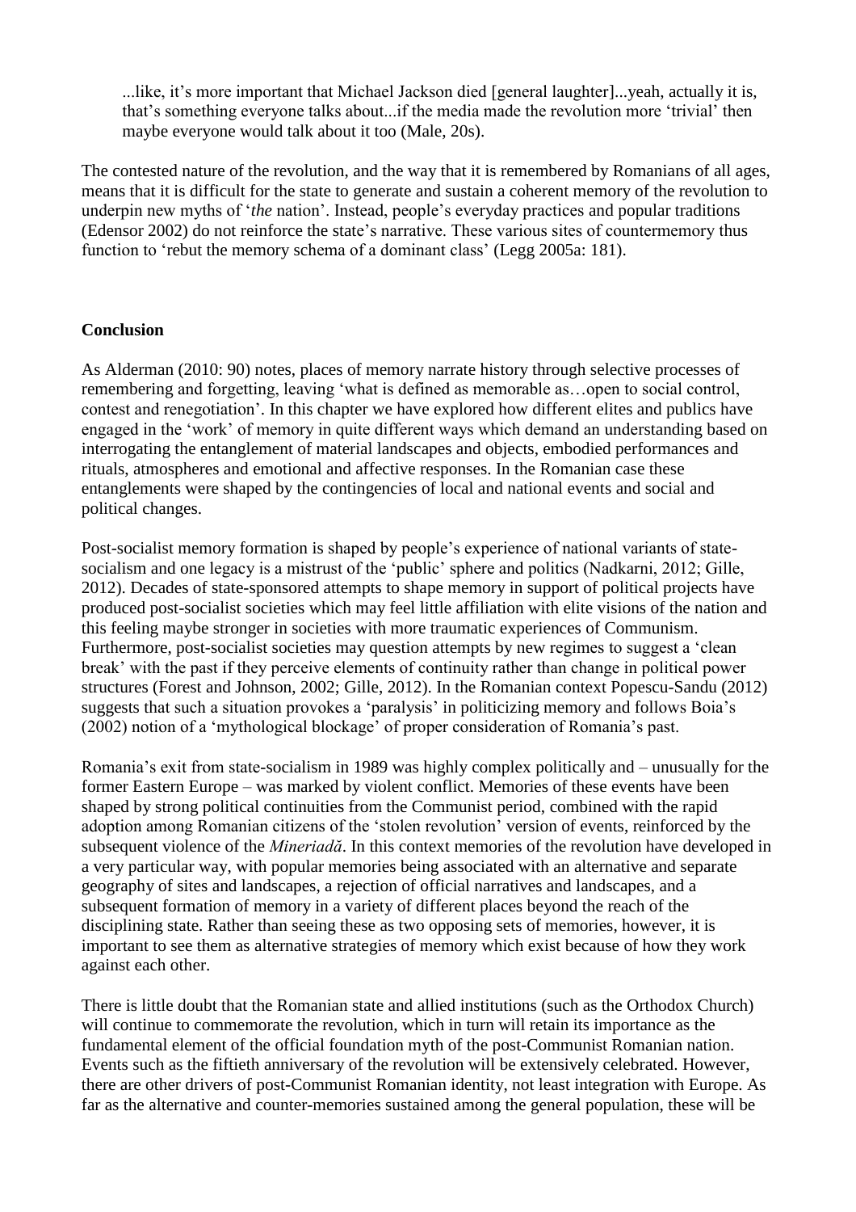> ...like, it's more important that Michael Jackson died [general laughter]...yeah, actually it is, that's something everyone talks about...if the media made the revolution more 'trivial' then maybe everyone would talk about it too (Male, 20s).

The contested nature of the revolution, and the way that it is remembered by Romanians of all ages, means that it is difficult for the state to generate and sustain a coherent memory of the revolution to underpin new myths of '*the* nation'. Instead, people's everyday practices and popular traditions (Edensor 2002) do not reinforce the state's narrative. These various sites of countermemory thus function to 'rebut the memory schema of a dominant class' (Legg 2005a: 181).

**Conclusion**

As Alderman (2010: 90) notes, places of memory narrate history through selective processes of remembering and forgetting, leaving 'what is defined as memorable as…open to social control, contest and renegotiation'. In this chapter we have explored how different elites and publics have engaged in the 'work' of memory in quite different ways which demand an understanding based on interrogating the entanglement of material landscapes and objects, embodied performances and rituals, atmospheres and emotional and affective responses. In the Romanian case these entanglements were shaped by the contingencies of local and national events and social and political changes.

Post-socialist memory formation is shaped by people's experience of national variants of state-socialism and one legacy is a mistrust of the 'public' sphere and politics (Nadkarni, 2012; Gille, 2012). Decades of state-sponsored attempts to shape memory in support of political projects have produced post-socialist societies which may feel little affiliation with elite visions of the nation and this feeling maybe stronger in societies with more traumatic experiences of Communism. Furthermore, post-socialist societies may question attempts by new regimes to suggest a 'clean break' with the past if they perceive elements of continuity rather than change in political power structures (Forest and Johnson, 2002; Gille, 2012). In the Romanian context Popescu-Sandu (2012) suggests that such a situation provokes a 'paralysis' in politicizing memory and follows Boia's (2002) notion of a 'mythological blockage' of proper consideration of Romania's past.

Romania's exit from state-socialism in 1989 was highly complex politically and – unusually for the former Eastern Europe – was marked by violent conflict. Memories of these events have been shaped by strong political continuities from the Communist period, combined with the rapid adoption among Romanian citizens of the 'stolen revolution' version of events, reinforced by the subsequent violence of the *Mineriadă*. In this context memories of the revolution have developed in a very particular way, with popular memories being associated with an alternative and separate geography of sites and landscapes, a rejection of official narratives and landscapes, and a subsequent formation of memory in a variety of different places beyond the reach of the disciplining state. Rather than seeing these as two opposing sets of memories, however, it is important to see them as alternative strategies of memory which exist because of how they work against each other.

There is little doubt that the Romanian state and allied institutions (such as the Orthodox Church) will continue to commemorate the revolution, which in turn will retain its importance as the fundamental element of the official foundation myth of the post-Communist Romanian nation. Events such as the fiftieth anniversary of the revolution will be extensively celebrated. However, there are other drivers of post-Communist Romanian identity, not least integration with Europe. As far as the alternative and counter-memories sustained among the general population, these will be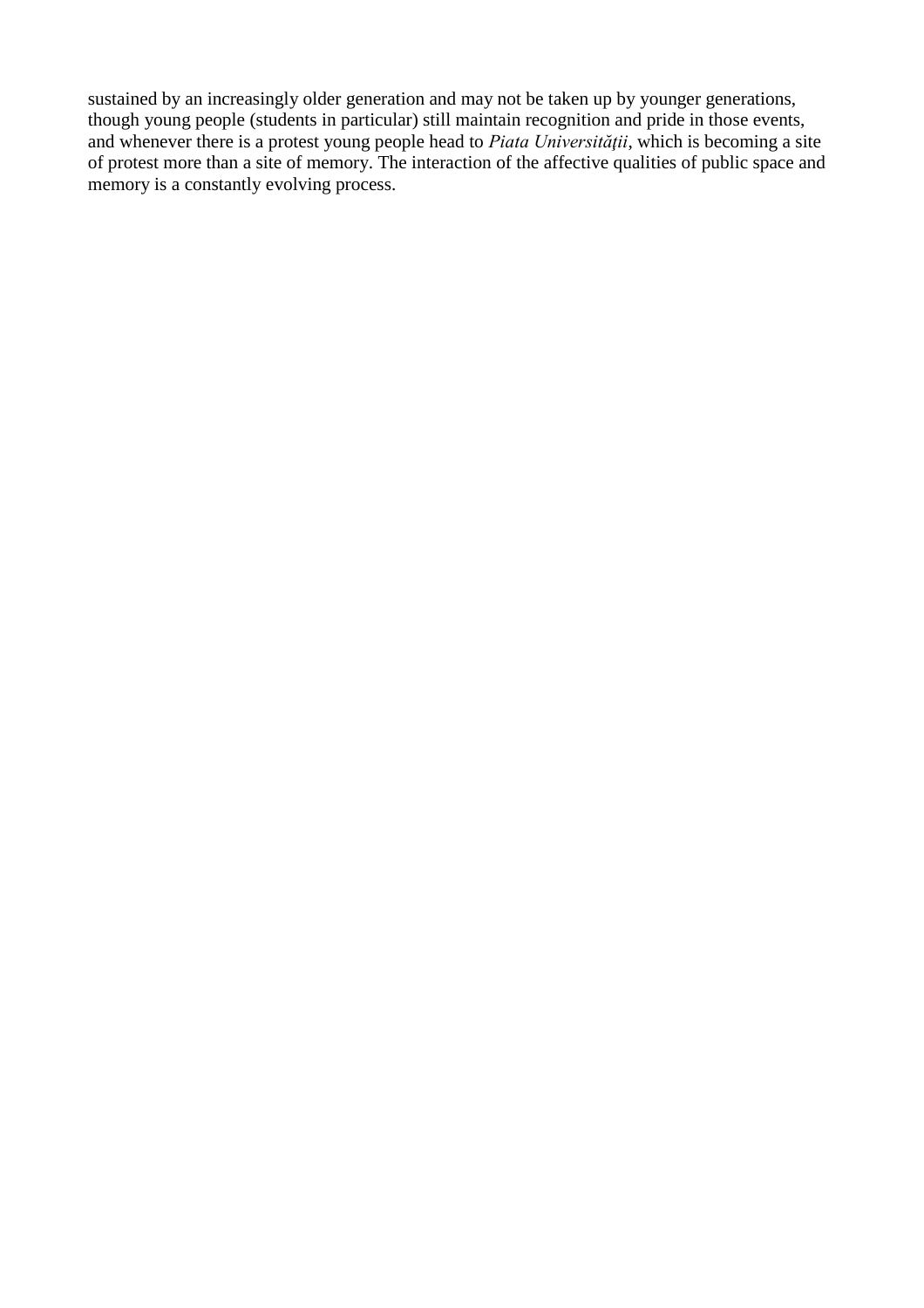sustained by an increasingly older generation and may not be taken up by younger generations, though young people (students in particular) still maintain recognition and pride in those events, and whenever there is a protest young people head to *Piata Universității*, which is becoming a site of protest more than a site of memory. The interaction of the affective qualities of public space and memory is a constantly evolving process.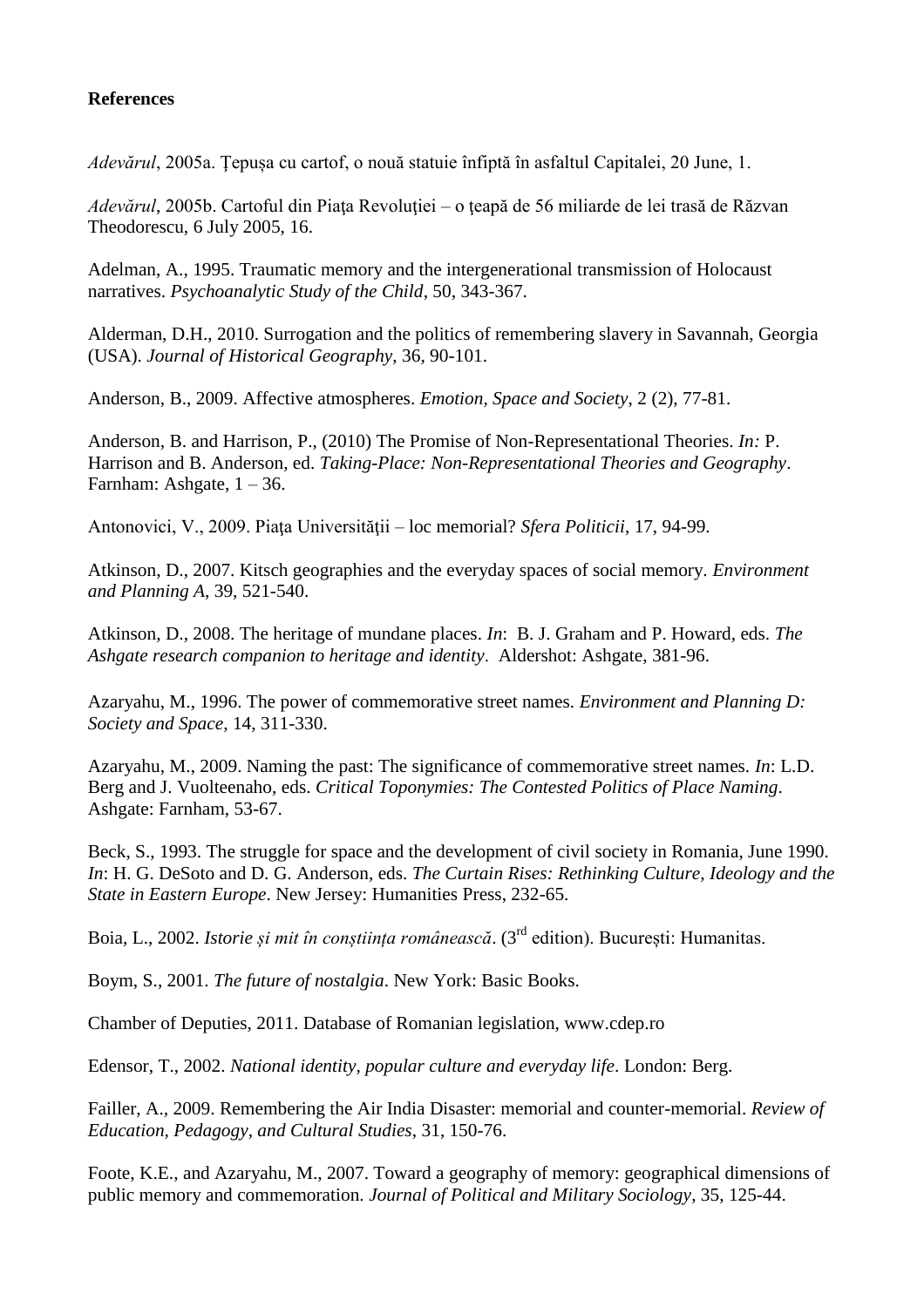**References**

*Adevărul*, 2005a. Țepușa cu cartof, o nouă statuie înfiptă în asfaltul Capitalei, 20 June, 1.

*Adevărul*, 2005b. Cartoful din Piața Revoluției – o țeapă de 56 miliarde de lei trasă de Răzvan Theodorescu, 6 July 2005, 16.

Adelman, A., 1995. Traumatic memory and the intergenerational transmission of Holocaust narratives. *Psychoanalytic Study of the Child*, 50, 343-367.

Alderman, D.H., 2010. Surrogation and the politics of remembering slavery in Savannah, Georgia (USA). *Journal of Historical Geography*, 36, 90-101.

Anderson, B., 2009. Affective atmospheres. *Emotion, Space and Society*, 2 (2), 77-81.

Anderson, B. and Harrison, P., (2010) The Promise of Non-Representational Theories. *In:* P. Harrison and B. Anderson, ed. *Taking-Place: Non-Representational Theories and Geography*. Farnham: Ashgate, 1 – 36.

Antonovici, V., 2009. Piața Universității – loc memorial? *Sfera Politicii*, 17, 94-99.

Atkinson, D., 2007. Kitsch geographies and the everyday spaces of social memory. *Environment and Planning A*, 39, 521-540.

Atkinson, D., 2008. The heritage of mundane places. *In*: B. J. Graham and P. Howard, eds. *The Ashgate research companion to heritage and identity*. Aldershot: Ashgate, 381-96.

Azaryahu, M., 1996. The power of commemorative street names. *Environment and Planning D: Society and Space*, 14, 311-330.

Azaryahu, M., 2009. Naming the past: The significance of commemorative street names. *In*: L.D. Berg and J. Vuolteenaho, eds. *Critical Toponymies: The Contested Politics of Place Naming*. Ashgate: Farnham, 53-67.

Beck, S., 1993. The struggle for space and the development of civil society in Romania, June 1990. *In*: H. G. DeSoto and D. G. Anderson, eds. *The Curtain Rises: Rethinking Culture, Ideology and the State in Eastern Europe*. New Jersey: Humanities Press, 232-65.

Boia, L., 2002. *Istorie și mit în conștiința românească*. (3rd edition). București: Humanitas.

Boym, S., 2001. *The future of nostalgia*. New York: Basic Books.

Chamber of Deputies, 2011. Database of Romanian legislation, www.cdep.ro

Edensor, T., 2002. *National identity, popular culture and everyday life*. London: Berg.

Failler, A., 2009. Remembering the Air India Disaster: memorial and counter-memorial. *Review of Education, Pedagogy, and Cultural Studies*, 31, 150-76.

Foote, K.E., and Azaryahu, M., 2007. Toward a geography of memory: geographical dimensions of public memory and commemoration. *Journal of Political and Military Sociology*, 35, 125-44.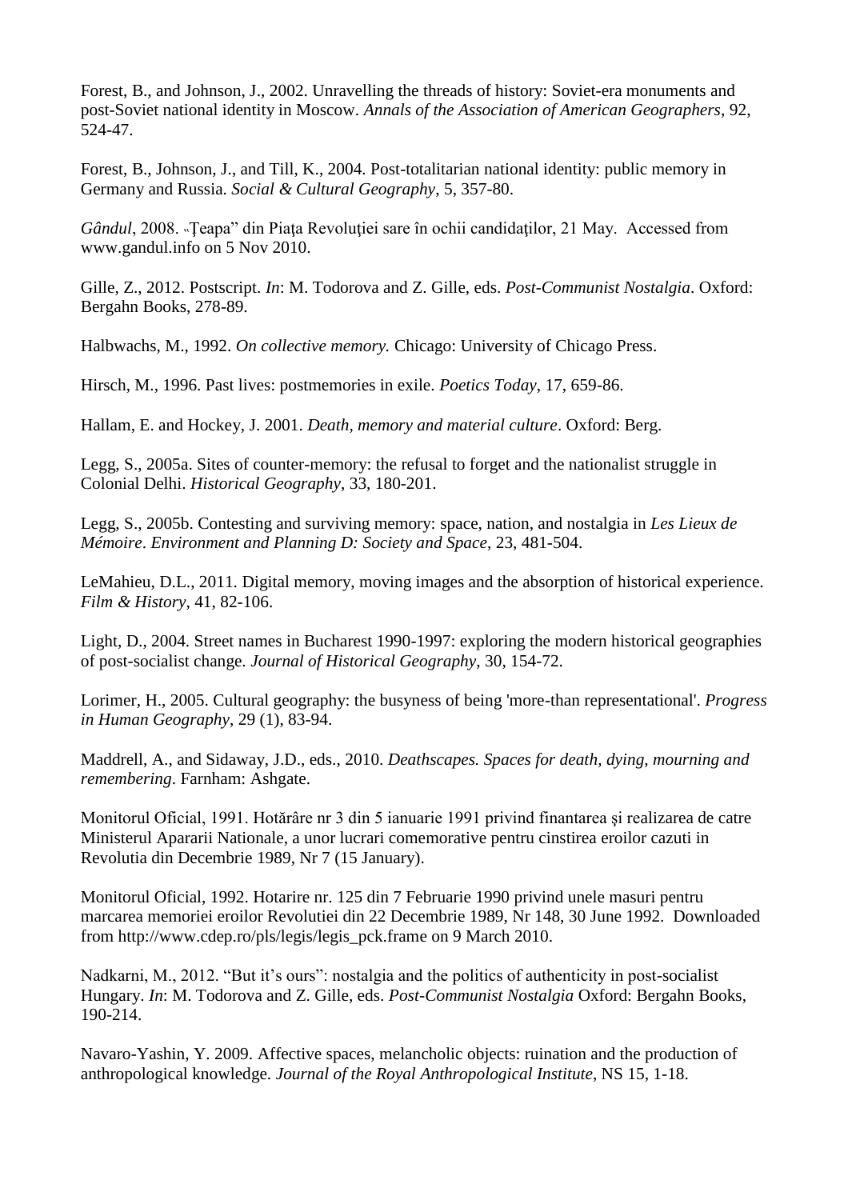Forest, B., and Johnson, J., 2002. Unravelling the threads of history: Soviet-era monuments and post-Soviet national identity in Moscow. *Annals of the Association of American Geographers*, 92, 524-47.

Forest, B., Johnson, J., and Till, K., 2004. Post-totalitarian national identity: public memory in Germany and Russia. *Social & Cultural Geography*, 5, 357-80.

*Gândul*, 2008. "Ţeapa" din Piaţa Revoluţiei sare în ochii candidaţilor, 21 May. Accessed from www.gandul.info on 5 Nov 2010.

Gille, Z., 2012. Postscript. *In*: M. Todorova and Z. Gille, eds. *Post-Communist Nostalgia*. Oxford: Bergahn Books, 278-89.

Halbwachs, M., 1992. *On collective memory.* Chicago: University of Chicago Press.

Hirsch, M., 1996. Past lives: postmemories in exile. *Poetics Today*, 17, 659-86.

Hallam, E. and Hockey, J. 2001. *Death, memory and material culture*. Oxford: Berg.

Legg, S., 2005a. Sites of counter-memory: the refusal to forget and the nationalist struggle in Colonial Delhi. *Historical Geography*, 33, 180-201.

Legg, S., 2005b. Contesting and surviving memory: space, nation, and nostalgia in *Les Lieux de Mémoire*. *Environment and Planning D: Society and Space*, 23, 481-504.

LeMahieu, D.L., 2011. Digital memory, moving images and the absorption of historical experience. *Film & History*, 41, 82-106.

Light, D., 2004. Street names in Bucharest 1990-1997: exploring the modern historical geographies of post-socialist change. *Journal of Historical Geography*, 30, 154-72.

Lorimer, H., 2005. Cultural geography: the busyness of being 'more-than representational'. *Progress in Human Geography*, 29 (1), 83-94.

Maddrell, A., and Sidaway, J.D., eds., 2010. *Deathscapes. Spaces for death, dying, mourning and remembering*. Farnham: Ashgate.

Monitorul Oficial, 1991. Hotărâre nr 3 din 5 ianuarie 1991 privind finantarea şi realizarea de catre Ministerul Apararii Nationale, a unor lucrari comemorative pentru cinstirea eroilor cazuti in Revolutia din Decembrie 1989, Nr 7 (15 January).

Monitorul Oficial, 1992. Hotarire nr. 125 din 7 Februarie 1990 privind unele masuri pentru marcarea memoriei eroilor Revolutiei din 22 Decembrie 1989, Nr 148, 30 June 1992. Downloaded from http://www.cdep.ro/pls/legis/legis_pck.frame on 9 March 2010.

Nadkarni, M., 2012. "But it's ours": nostalgia and the politics of authenticity in post-socialist Hungary. *In*: M. Todorova and Z. Gille, eds. *Post-Communist Nostalgia* Oxford: Bergahn Books, 190-214.

Navaro-Yashin, Y. 2009. Affective spaces, melancholic objects: ruination and the production of anthropological knowledge. *Journal of the Royal Anthropological Institute*, NS 15, 1-18.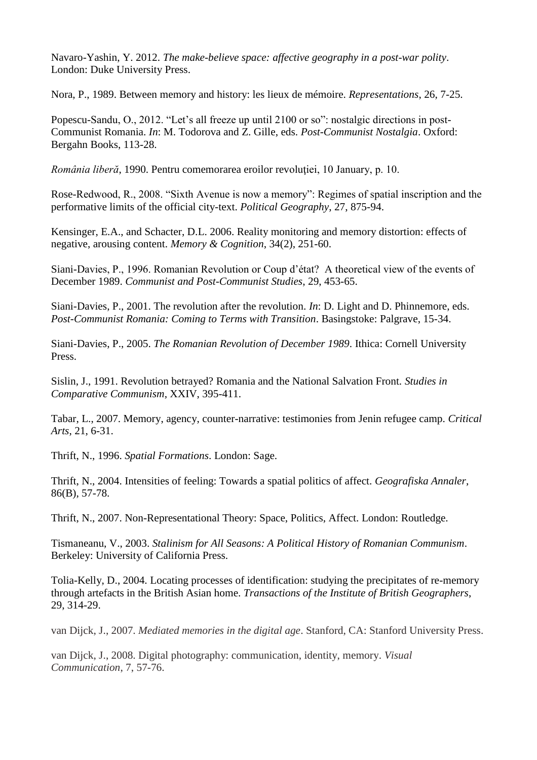Navaro-Yashin, Y. 2012. *The make-believe space: affective geography in a post-war polity*. London: Duke University Press.

Nora, P., 1989. Between memory and history: les lieux de mémoire. *Representations*, 26, 7-25.

Popescu-Sandu, O., 2012. "Let's all freeze up until 2100 or so": nostalgic directions in post-Communist Romania. *In*: M. Todorova and Z. Gille, eds. *Post-Communist Nostalgia*. Oxford: Bergahn Books, 113-28.

*România liberă*, 1990. Pentru comemorarea eroilor revoluției, 10 January, p. 10.

Rose-Redwood, R., 2008. "Sixth Avenue is now a memory": Regimes of spatial inscription and the performative limits of the official city-text. *Political Geography*, 27, 875-94.

Kensinger, E.A., and Schacter, D.L. 2006. Reality monitoring and memory distortion: effects of negative, arousing content. *Memory & Cognition*, 34(2), 251-60.

Siani-Davies, P., 1996. Romanian Revolution or Coup d'état? A theoretical view of the events of December 1989. *Communist and Post-Communist Studies*, 29, 453-65.

Siani-Davies, P., 2001. The revolution after the revolution. *In*: D. Light and D. Phinnemore, eds. *Post-Communist Romania: Coming to Terms with Transition*. Basingstoke: Palgrave, 15-34.

Siani-Davies, P., 2005. *The Romanian Revolution of December 1989*. Ithica: Cornell University Press.

Sislin, J., 1991. Revolution betrayed? Romania and the National Salvation Front. *Studies in Comparative Communism*, XXIV, 395-411.

Tabar, L., 2007. Memory, agency, counter-narrative: testimonies from Jenin refugee camp. *Critical Arts*, 21, 6-31.

Thrift, N., 1996. *Spatial Formations*. London: Sage.

Thrift, N., 2004. Intensities of feeling: Towards a spatial politics of affect. *Geografiska Annaler*, 86(B), 57-78.

Thrift, N., 2007. Non-Representational Theory: Space, Politics, Affect. London: Routledge.

Tismaneanu, V., 2003. *Stalinism for All Seasons: A Political History of Romanian Communism*. Berkeley: University of California Press.

Tolia-Kelly, D., 2004. Locating processes of identification: studying the precipitates of re-memory through artefacts in the British Asian home. *Transactions of the Institute of British Geographers*, 29, 314-29.

van Dijck, J., 2007. *Mediated memories in the digital age*. Stanford, CA: Stanford University Press.

van Dijck, J., 2008. Digital photography: communication, identity, memory. *Visual Communication*, 7, 57-76.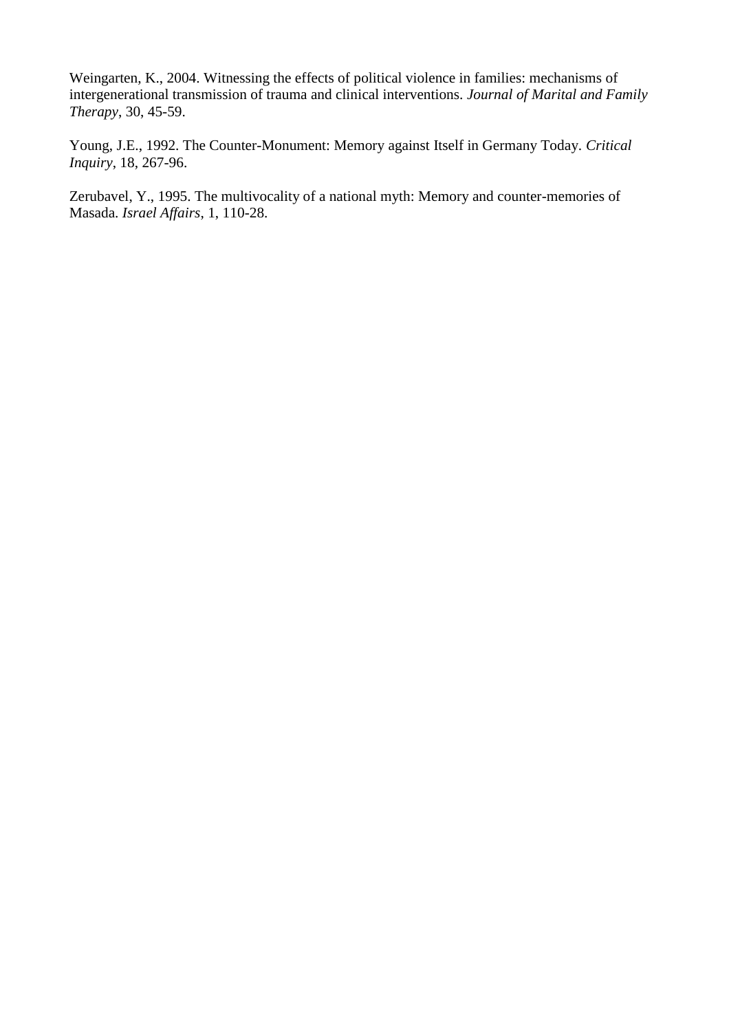Weingarten, K., 2004. Witnessing the effects of political violence in families: mechanisms of intergenerational transmission of trauma and clinical interventions. *Journal of Marital and Family Therapy*, 30, 45-59.

Young, J.E., 1992. The Counter-Monument: Memory against Itself in Germany Today. *Critical Inquiry*, 18, 267-96.

Zerubavel, Y., 1995. The multivocality of a national myth: Memory and counter-memories of Masada. *Israel Affairs*, 1, 110-28.